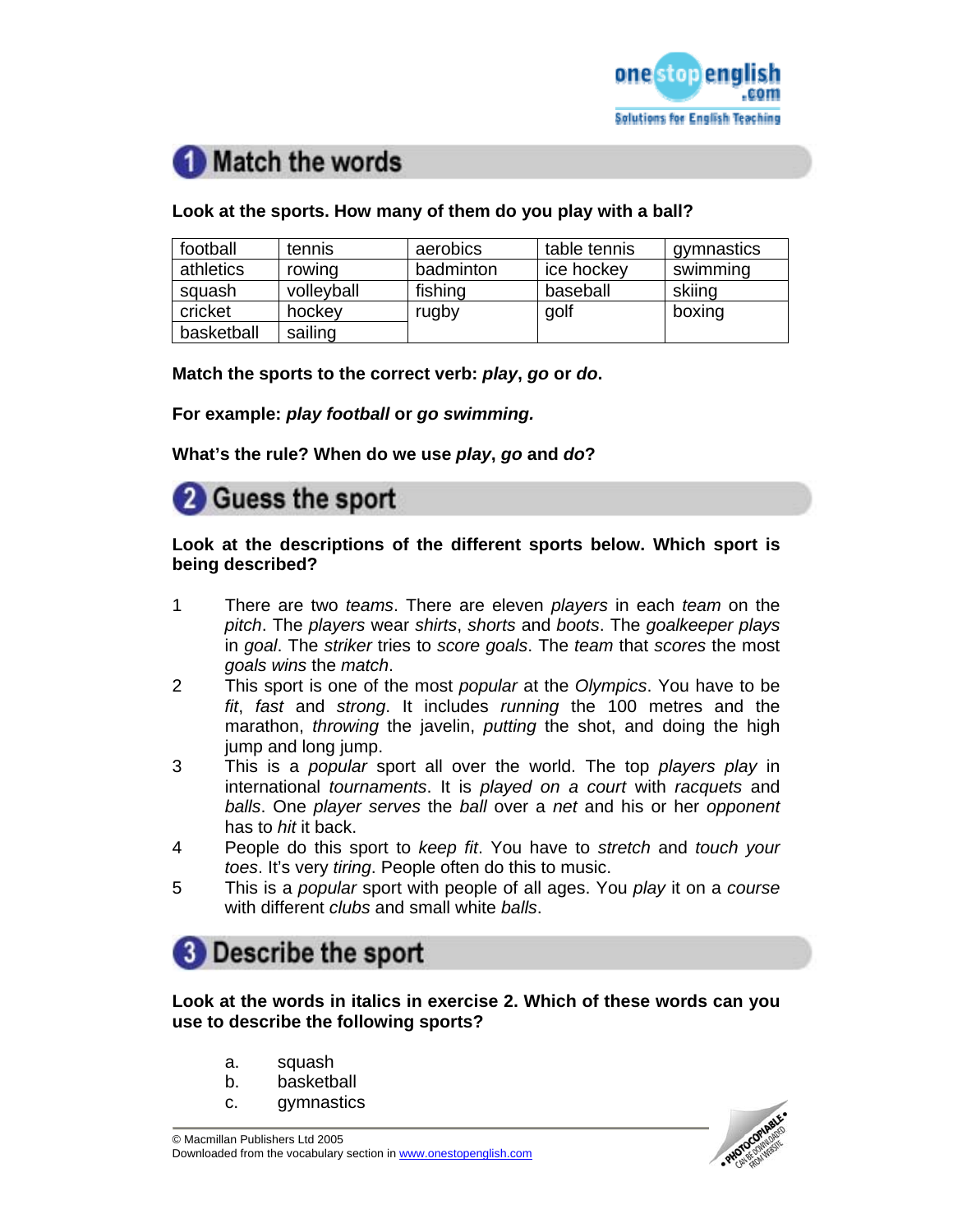## 1 Match the words

**Look at the sports. How many of them do you play with a ball?**

| | | | | |
|---|---|---|---|---|
| football | tennis | aerobics | table tennis | gymnastics |
| athletics | rowing | badminton | ice hockey | swimming |
| squash | volleyball | fishing | baseball | skiing |
| cricket | hockey | rugby | golf | boxing |
| basketball | sailing | | | |

**Match the sports to the correct verb: *play*, *go* or *do*.**

**For example: *play football* or *go swimming.***

**What's the rule? When do we use *play*, *go* and *do*?**

## 2 Guess the sport

**Look at the descriptions of the different sports below. Which sport is being described?**

1. There are two *teams*. There are eleven *players* in each *team* on the *pitch*. The *players* wear *shirts*, *shorts* and *boots*. The *goalkeeper plays* in *goal*. The *striker* tries to *score goals*. The *team* that *scores* the most *goals wins* the *match*.
2. This sport is one of the most *popular* at the *Olympics*. You have to be *fit*, *fast* and *strong*. It includes *running* the 100 metres and the marathon, *throwing* the javelin, *putting* the shot, and doing the high jump and long jump.
3. This is a *popular* sport all over the world. The top *players play* in international *tournaments*. It is *played on a court* with *racquets* and *balls*. One *player serves* the *ball* over a *net* and his or her *opponent* has to *hit* it back.
4. People do this sport to *keep fit*. You have to *stretch* and *touch your toes*. It's very *tiring*. People often do this to music.
5. This is a *popular* sport with people of all ages. You *play* it on a *course* with different *clubs* and small white *balls*.

## 3 Describe the sport

**Look at the words in italics in exercise 2. Which of these words can you use to describe the following sports?**

a. squash
b. basketball
c. gymnastics

© Macmillan Publishers Ltd 2005
Downloaded from the vocabulary section in www.onestopenglish.com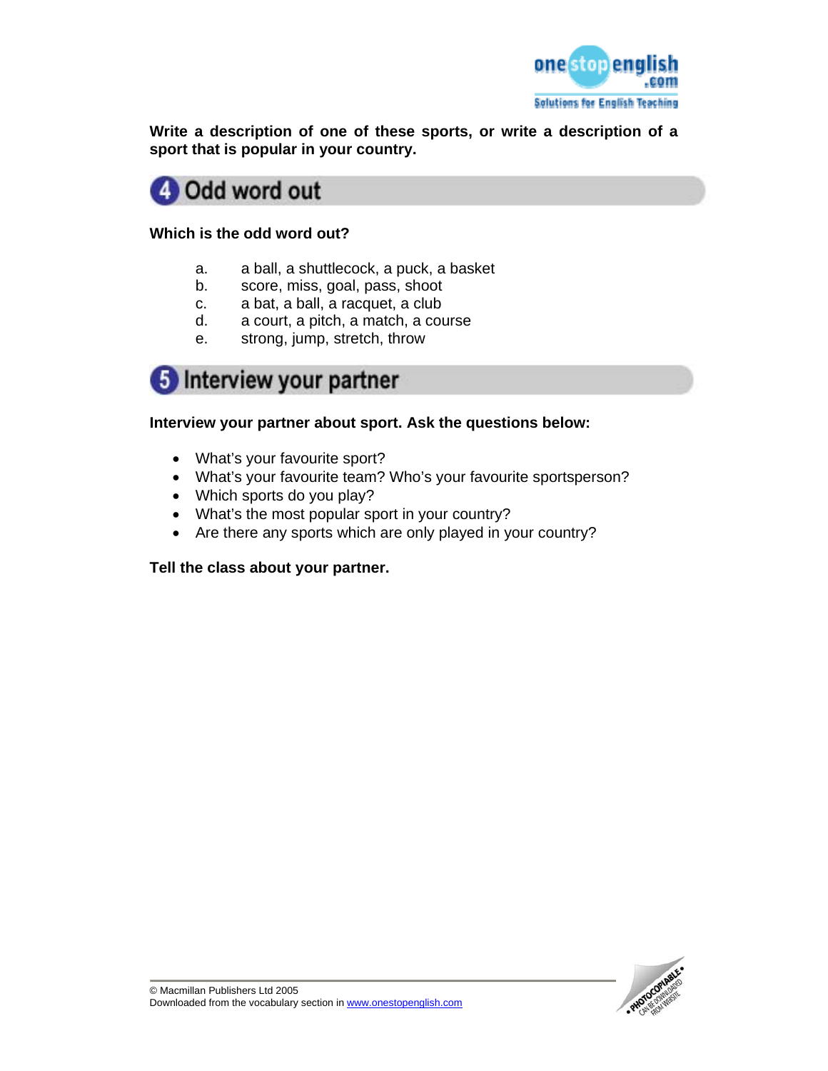**Write a description of one of these sports, or write a description of a sport that is popular in your country.**

## 4 Odd word out

**Which is the odd word out?**

a. a ball, a shuttlecock, a puck, a basket
b. score, miss, goal, pass, shoot
c. a bat, a ball, a racquet, a club
d. a court, a pitch, a match, a course
e. strong, jump, stretch, throw

## 5 Interview your partner

**Interview your partner about sport. Ask the questions below:**

- What's your favourite sport?
- What's your favourite team? Who's your favourite sportsperson?
- Which sports do you play?
- What's the most popular sport in your country?
- Are there any sports which are only played in your country?

**Tell the class about your partner.**

© Macmillan Publishers Ltd 2005
Downloaded from the vocabulary section in www.onestopenglish.com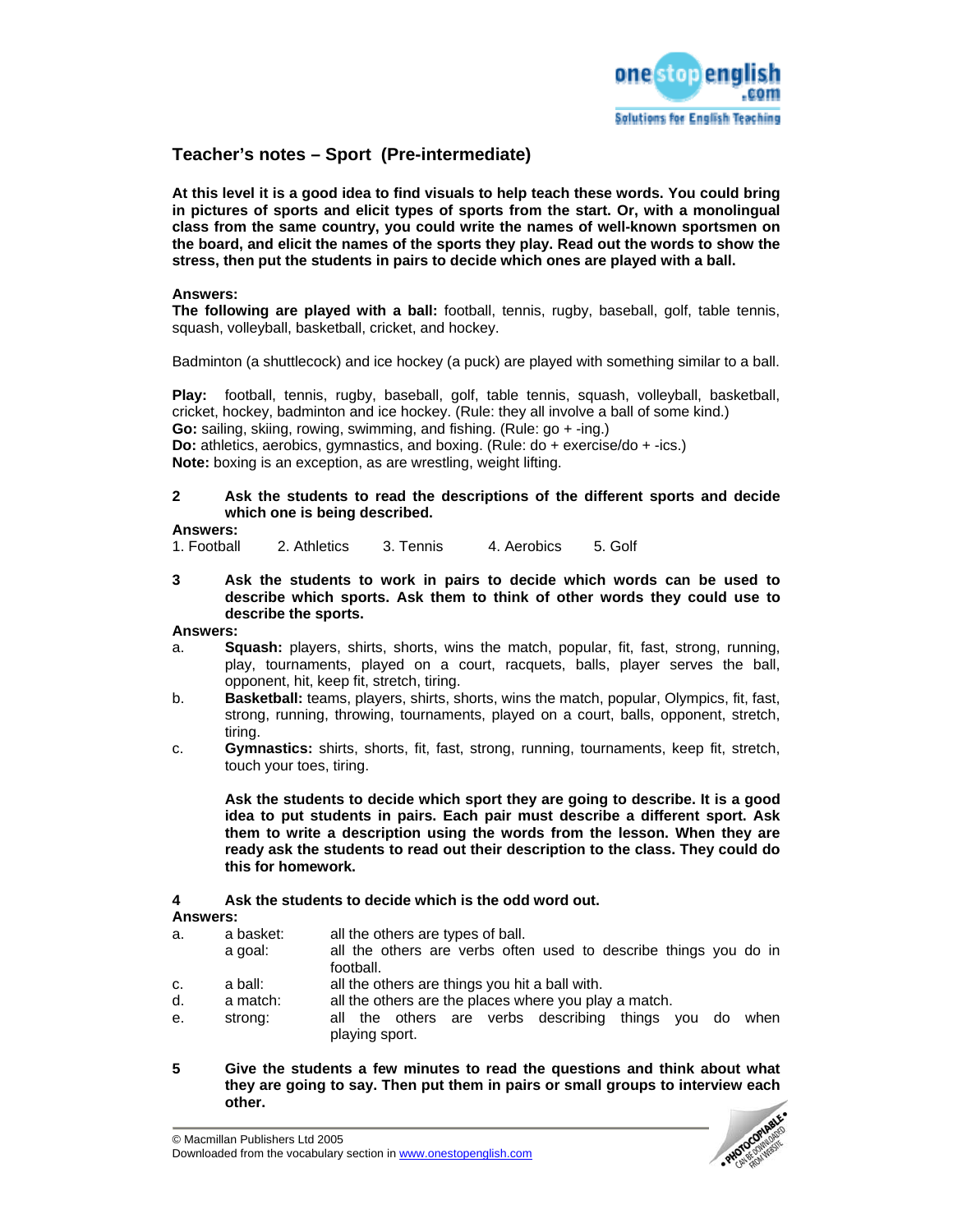## Teacher's notes – Sport (Pre-intermediate)

**At this level it is a good idea to find visuals to help teach these words. You could bring in pictures of sports and elicit types of sports from the start. Or, with a monolingual class from the same country, you could write the names of well-known sportsmen on the board, and elicit the names of the sports they play. Read out the words to show the stress, then put the students in pairs to decide which ones are played with a ball.**

**Answers:**
**The following are played with a ball:** football, tennis, rugby, baseball, golf, table tennis, squash, volleyball, basketball, cricket, and hockey.

Badminton (a shuttlecock) and ice hockey (a puck) are played with something similar to a ball.

**Play:** football, tennis, rugby, baseball, golf, table tennis, squash, volleyball, basketball, cricket, hockey, badminton and ice hockey. (Rule: they all involve a ball of some kind.)
**Go:** sailing, skiing, rowing, swimming, and fishing. (Rule: go + -ing.)
**Do:** athletics, aerobics, gymnastics, and boxing. (Rule: do + exercise/do + -ics.)
**Note:** boxing is an exception, as are wrestling, weight lifting.

**2 Ask the students to read the descriptions of the different sports and decide which one is being described.**

**Answers:**
1. Football 2. Athletics 3. Tennis 4. Aerobics 5. Golf

**3 Ask the students to work in pairs to decide which words can be used to describe which sports. Ask them to think of other words they could use to describe the sports.**

**Answers:**
a. **Squash:** players, shirts, shorts, wins the match, popular, fit, fast, strong, running, play, tournaments, played on a court, racquets, balls, player serves the ball, opponent, hit, keep fit, stretch, tiring.
b. **Basketball:** teams, players, shirts, shorts, wins the match, popular, Olympics, fit, fast, strong, running, throwing, tournaments, played on a court, balls, opponent, stretch, tiring.
c. **Gymnastics:** shirts, shorts, fit, fast, strong, running, tournaments, keep fit, stretch, touch your toes, tiring.

**Ask the students to decide which sport they are going to describe. It is a good idea to put students in pairs. Each pair must describe a different sport. Ask them to write a description using the words from the lesson. When they are ready ask the students to read out their description to the class. They could do this for homework.**

**4 Ask the students to decide which is the odd word out.**

**Answers:**

| | | |
|---|---|---|
| a. | a basket: | all the others are types of ball. |
| | a goal: | all the others are verbs often used to describe things you do in football. |
| c. | a ball: | all the others are things you hit a ball with. |
| d. | a match: | all the others are the places where you play a match. |
| e. | strong: | all the others are verbs describing things you do when playing sport. |

**5 Give the students a few minutes to read the questions and think about what they are going to say. Then put them in pairs or small groups to interview each other.**

© Macmillan Publishers Ltd 2005
Downloaded from the vocabulary section in www.onestopenglish.com